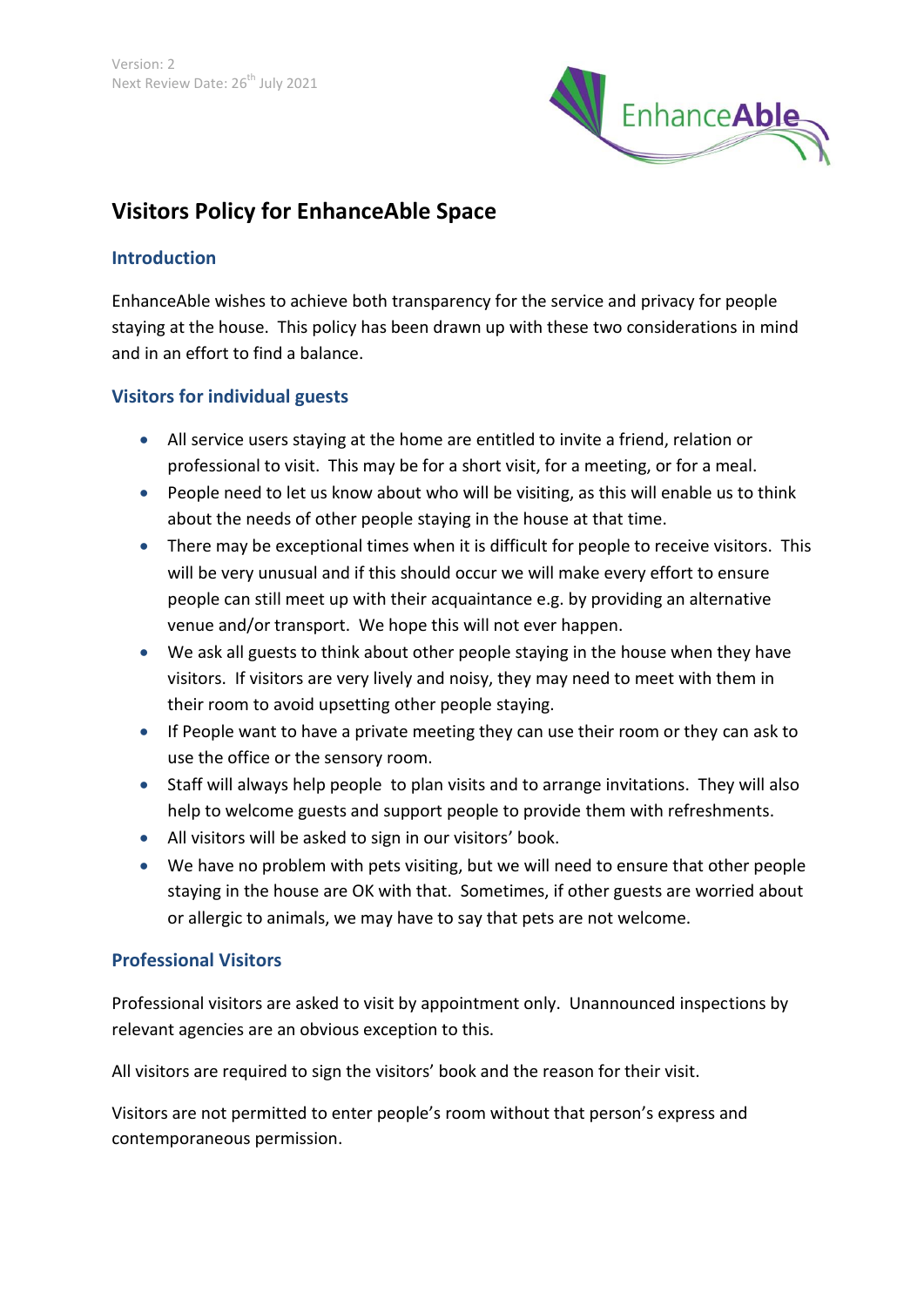Version: 2
Next Review Date: 26th July 2021

# Visitors Policy for EnhanceAble Space

## Introduction

EnhanceAble wishes to achieve both transparency for the service and privacy for people staying at the house. This policy has been drawn up with these two considerations in mind and in an effort to find a balance.

## Visitors for individual guests

- All service users staying at the home are entitled to invite a friend, relation or professional to visit. This may be for a short visit, for a meeting, or for a meal.
- People need to let us know about who will be visiting, as this will enable us to think about the needs of other people staying in the house at that time.
- There may be exceptional times when it is difficult for people to receive visitors. This will be very unusual and if this should occur we will make every effort to ensure people can still meet up with their acquaintance e.g. by providing an alternative venue and/or transport. We hope this will not ever happen.
- We ask all guests to think about other people staying in the house when they have visitors. If visitors are very lively and noisy, they may need to meet with them in their room to avoid upsetting other people staying.
- If People want to have a private meeting they can use their room or they can ask to use the office or the sensory room.
- Staff will always help people to plan visits and to arrange invitations. They will also help to welcome guests and support people to provide them with refreshments.
- All visitors will be asked to sign in our visitors' book.
- We have no problem with pets visiting, but we will need to ensure that other people staying in the house are OK with that. Sometimes, if other guests are worried about or allergic to animals, we may have to say that pets are not welcome.

## Professional Visitors

Professional visitors are asked to visit by appointment only. Unannounced inspections by relevant agencies are an obvious exception to this.

All visitors are required to sign the visitors' book and the reason for their visit.

Visitors are not permitted to enter people's room without that person's express and contemporaneous permission.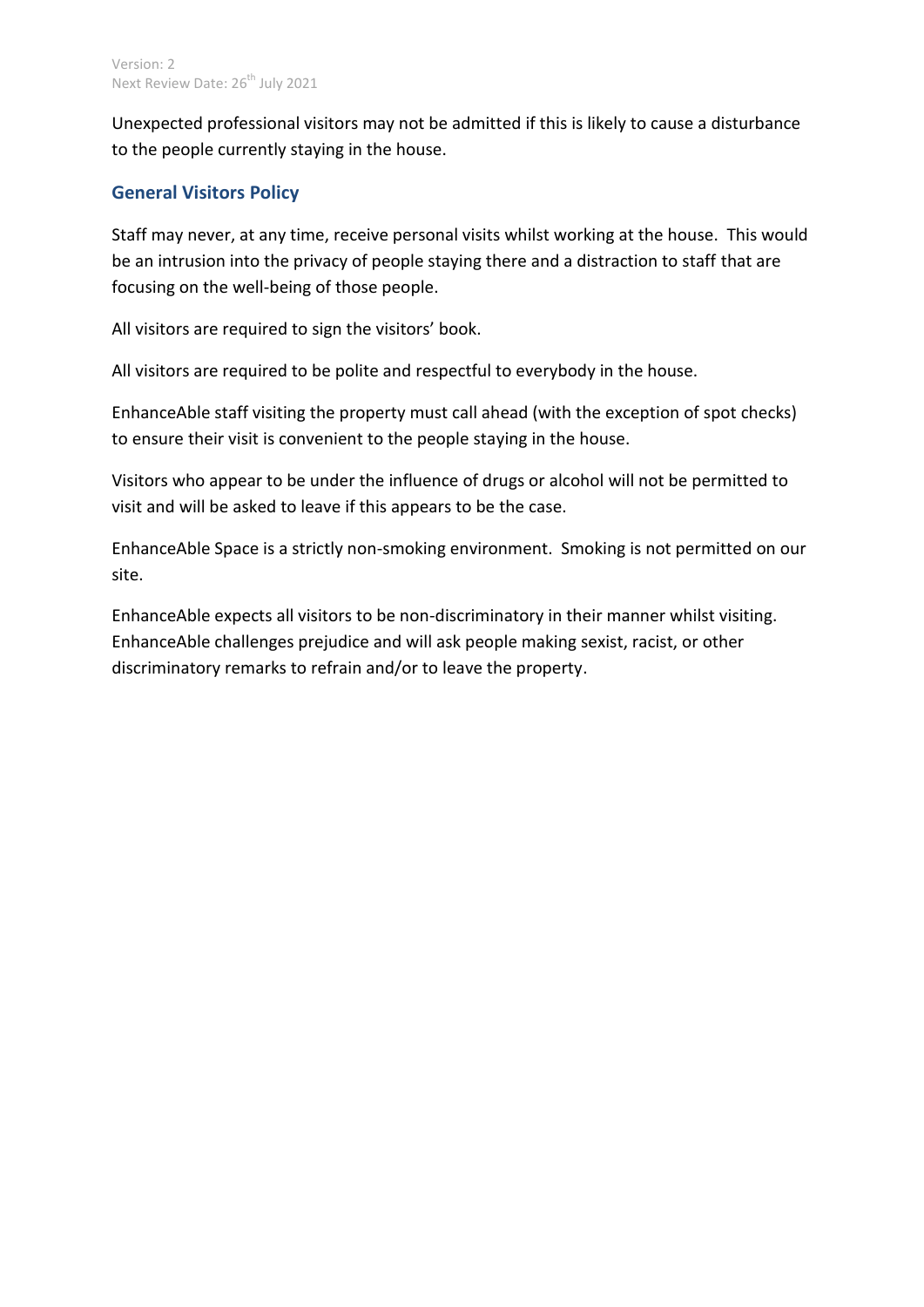Unexpected professional visitors may not be admitted if this is likely to cause a disturbance to the people currently staying in the house.

## General Visitors Policy

Staff may never, at any time, receive personal visits whilst working at the house. This would be an intrusion into the privacy of people staying there and a distraction to staff that are focusing on the well-being of those people.

All visitors are required to sign the visitors' book.

All visitors are required to be polite and respectful to everybody in the house.

EnhanceAble staff visiting the property must call ahead (with the exception of spot checks) to ensure their visit is convenient to the people staying in the house.

Visitors who appear to be under the influence of drugs or alcohol will not be permitted to visit and will be asked to leave if this appears to be the case.

EnhanceAble Space is a strictly non-smoking environment. Smoking is not permitted on our site.

EnhanceAble expects all visitors to be non-discriminatory in their manner whilst visiting. EnhanceAble challenges prejudice and will ask people making sexist, racist, or other discriminatory remarks to refrain and/or to leave the property.